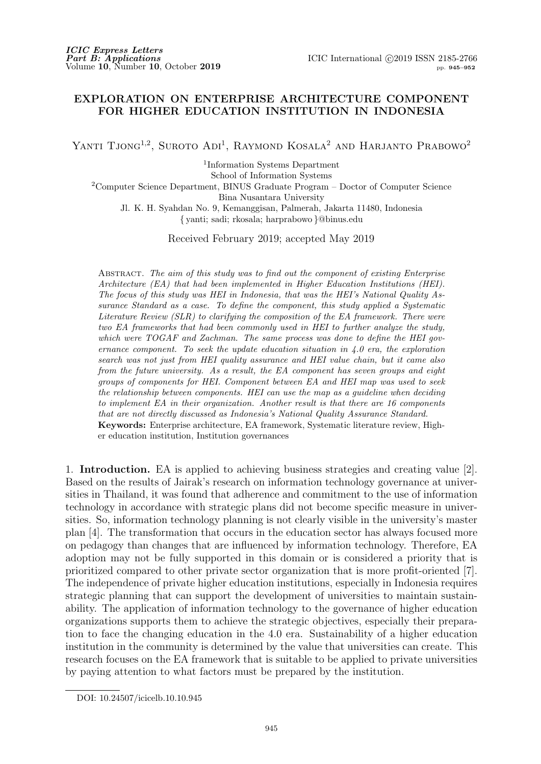# EXPLORATION ON ENTERPRISE ARCHITECTURE COMPONENT FOR HIGHER EDUCATION INSTITUTION IN INDONESIA

Yanti Tjong[1,2], Suroto Adi[1], Raymond Kosala[2] and Harjanto Prabowo[2]

[1]Information Systems Department
School of Information Systems
[2]Computer Science Department, BINUS Graduate Program – Doctor of Computer Science
Bina Nusantara University
Jl. K. H. Syahdan No. 9, Kemanggisan, Palmerah, Jakarta 11480, Indonesia
{ yanti; sadi; rkosala; harprabowo }@binus.edu

Received February 2019; accepted May 2019

Abstract. *The aim of this study was to find out the component of existing Enterprise Architecture (EA) that had been implemented in Higher Education Institutions (HEI). The focus of this study was HEI in Indonesia, that was the HEI's National Quality Assurance Standard as a case. To define the component, this study applied a Systematic Literature Review (SLR) to clarifying the composition of the EA framework. There were two EA frameworks that had been commonly used in HEI to further analyze the study, which were TOGAF and Zachman. The same process was done to define the HEI governance component. To seek the update education situation in 4.0 era, the exploration search was not just from HEI quality assurance and HEI value chain, but it came also from the future university. As a result, the EA component has seven groups and eight groups of components for HEI. Component between EA and HEI map was used to seek the relationship between components. HEI can use the map as a guideline when deciding to implement EA in their organization. Another result is that there are 16 components that are not directly discussed as Indonesia's National Quality Assurance Standard.*

**Keywords:** Enterprise architecture, EA framework, Systematic literature review, Higher education institution, Institution governances

## 1. Introduction.

EA is applied to achieving business strategies and creating value [2]. Based on the results of Jairak's research on information technology governance at universities in Thailand, it was found that adherence and commitment to the use of information technology in accordance with strategic plans did not become specific measure in universities. So, information technology planning is not clearly visible in the university's master plan [4]. The transformation that occurs in the education sector has always focused more on pedagogy than changes that are influenced by information technology. Therefore, EA adoption may not be fully supported in this domain or is considered a priority that is prioritized compared to other private sector organization that is more profit-oriented [7]. The independence of private higher education institutions, especially in Indonesia requires strategic planning that can support the development of universities to maintain sustainability. The application of information technology to the governance of higher education organizations supports them to achieve the strategic objectives, especially their preparation to face the changing education in the 4.0 era. Sustainability of a higher education institution in the community is determined by the value that universities can create. This research focuses on the EA framework that is suitable to be applied to private universities by paying attention to what factors must be prepared by the institution.

DOI: 10.24507/icicelb.10.10.945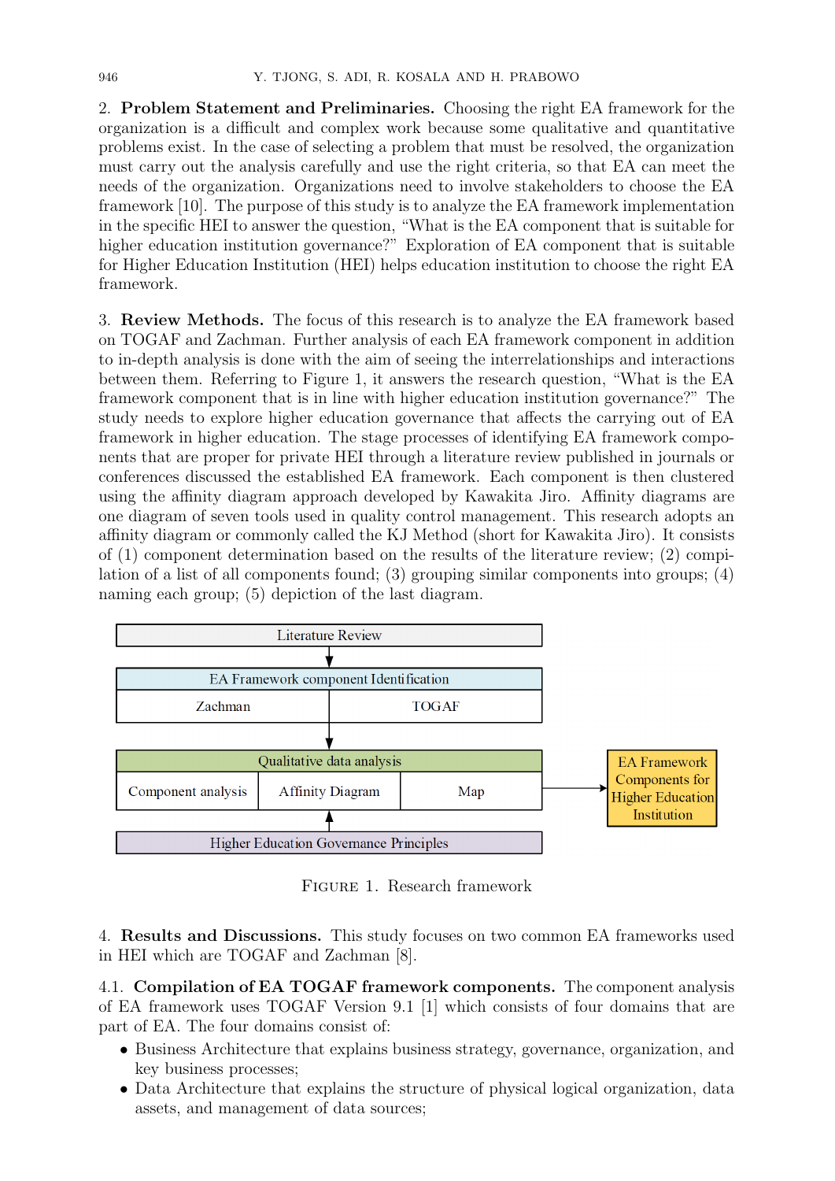**2. Problem Statement and Preliminaries.** Choosing the right EA framework for the organization is a difficult and complex work because some qualitative and quantitative problems exist. In the case of selecting a problem that must be resolved, the organization must carry out the analysis carefully and use the right criteria, so that EA can meet the needs of the organization. Organizations need to involve stakeholders to choose the EA framework [10]. The purpose of this study is to analyze the EA framework implementation in the specific HEI to answer the question, "What is the EA component that is suitable for higher education institution governance?" Exploration of EA component that is suitable for Higher Education Institution (HEI) helps education institution to choose the right EA framework.

**3. Review Methods.** The focus of this research is to analyze the EA framework based on TOGAF and Zachman. Further analysis of each EA framework component in addition to in-depth analysis is done with the aim of seeing the interrelationships and interactions between them. Referring to Figure 1, it answers the research question, "What is the EA framework component that is in line with higher education institution governance?" The study needs to explore higher education governance that affects the carrying out of EA framework in higher education. The stage processes of identifying EA framework components that are proper for private HEI through a literature review published in journals or conferences discussed the established EA framework. Each component is then clustered using the affinity diagram approach developed by Kawakita Jiro. Affinity diagrams are one diagram of seven tools used in quality control management. This research adopts an affinity diagram or commonly called the KJ Method (short for Kawakita Jiro). It consists of (1) component determination based on the results of the literature review; (2) compilation of a list of all components found; (3) grouping similar components into groups; (4) naming each group; (5) depiction of the last diagram.

Literature Review → EA Framework component Identification (Zachman | TOGAF) → Qualitative data analysis (Component analysis | Affinity Diagram | Map) ← Higher Education Governance Principles; Qualitative data analysis → EA Framework Components for Higher Education Institution

Figure 1. Research framework

**4. Results and Discussions.** This study focuses on two common EA frameworks used in HEI which are TOGAF and Zachman [8].

**4.1. Compilation of EA TOGAF framework components.** The component analysis of EA framework uses TOGAF Version 9.1 [1] which consists of four domains that are part of EA. The four domains consist of:

- Business Architecture that explains business strategy, governance, organization, and key business processes;
- Data Architecture that explains the structure of physical logical organization, data assets, and management of data sources;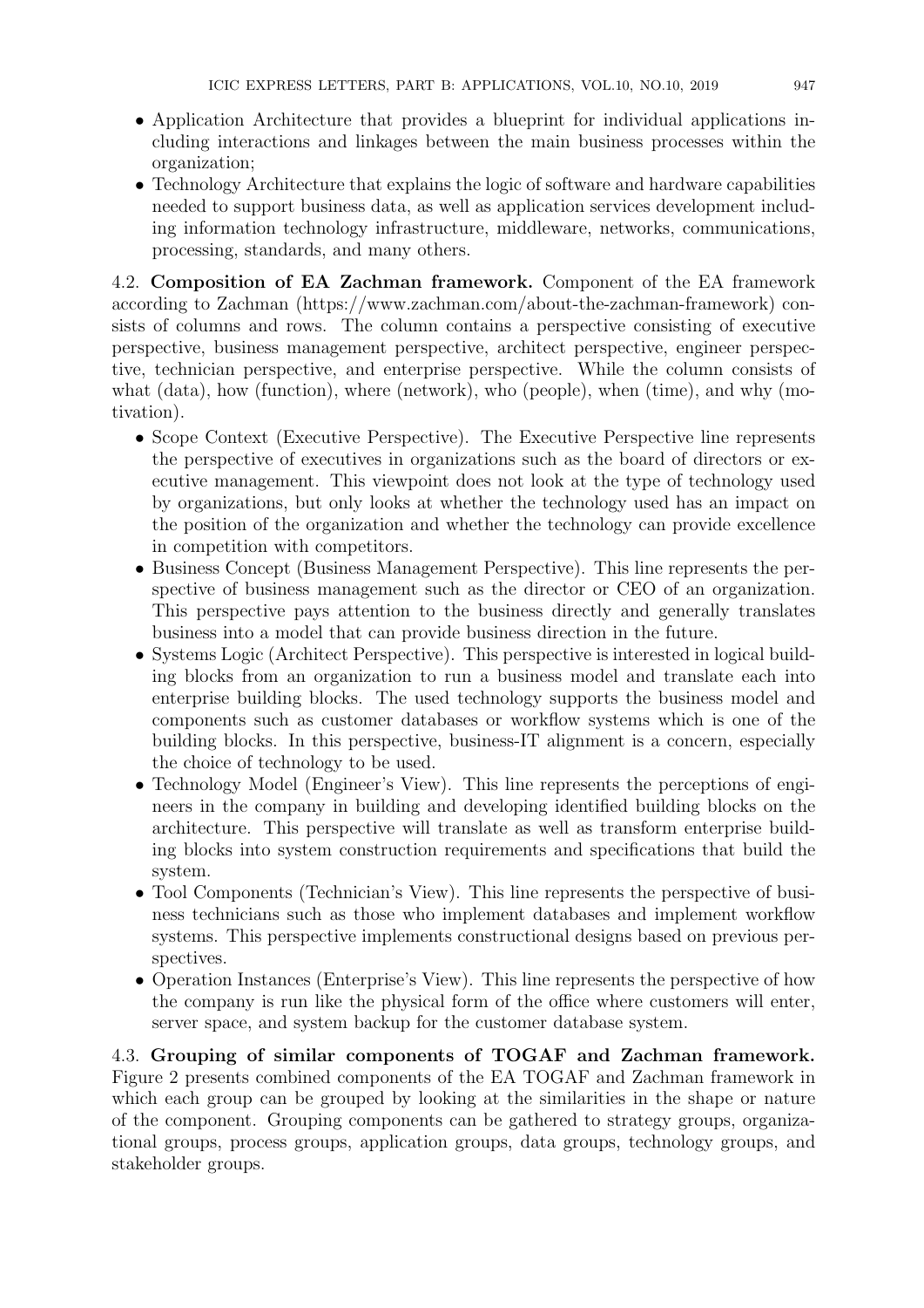- Application Architecture that provides a blueprint for individual applications including interactions and linkages between the main business processes within the organization;
- Technology Architecture that explains the logic of software and hardware capabilities needed to support business data, as well as application services development including information technology infrastructure, middleware, networks, communications, processing, standards, and many others.

4.2. **Composition of EA Zachman framework.** Component of the EA framework according to Zachman (https://www.zachman.com/about-the-zachman-framework) consists of columns and rows. The column contains a perspective consisting of executive perspective, business management perspective, architect perspective, engineer perspective, technician perspective, and enterprise perspective. While the column consists of what (data), how (function), where (network), who (people), when (time), and why (motivation).

- Scope Context (Executive Perspective). The Executive Perspective line represents the perspective of executives in organizations such as the board of directors or executive management. This viewpoint does not look at the type of technology used by organizations, but only looks at whether the technology used has an impact on the position of the organization and whether the technology can provide excellence in competition with competitors.
- Business Concept (Business Management Perspective). This line represents the perspective of business management such as the director or CEO of an organization. This perspective pays attention to the business directly and generally translates business into a model that can provide business direction in the future.
- Systems Logic (Architect Perspective). This perspective is interested in logical building blocks from an organization to run a business model and translate each into enterprise building blocks. The used technology supports the business model and components such as customer databases or workflow systems which is one of the building blocks. In this perspective, business-IT alignment is a concern, especially the choice of technology to be used.
- Technology Model (Engineer's View). This line represents the perceptions of engineers in the company in building and developing identified building blocks on the architecture. This perspective will translate as well as transform enterprise building blocks into system construction requirements and specifications that build the system.
- Tool Components (Technician's View). This line represents the perspective of business technicians such as those who implement databases and implement workflow systems. This perspective implements constructional designs based on previous perspectives.
- Operation Instances (Enterprise's View). This line represents the perspective of how the company is run like the physical form of the office where customers will enter, server space, and system backup for the customer database system.

4.3. **Grouping of similar components of TOGAF and Zachman framework.** Figure 2 presents combined components of the EA TOGAF and Zachman framework in which each group can be grouped by looking at the similarities in the shape or nature of the component. Grouping components can be gathered to strategy groups, organizational groups, process groups, application groups, data groups, technology groups, and stakeholder groups.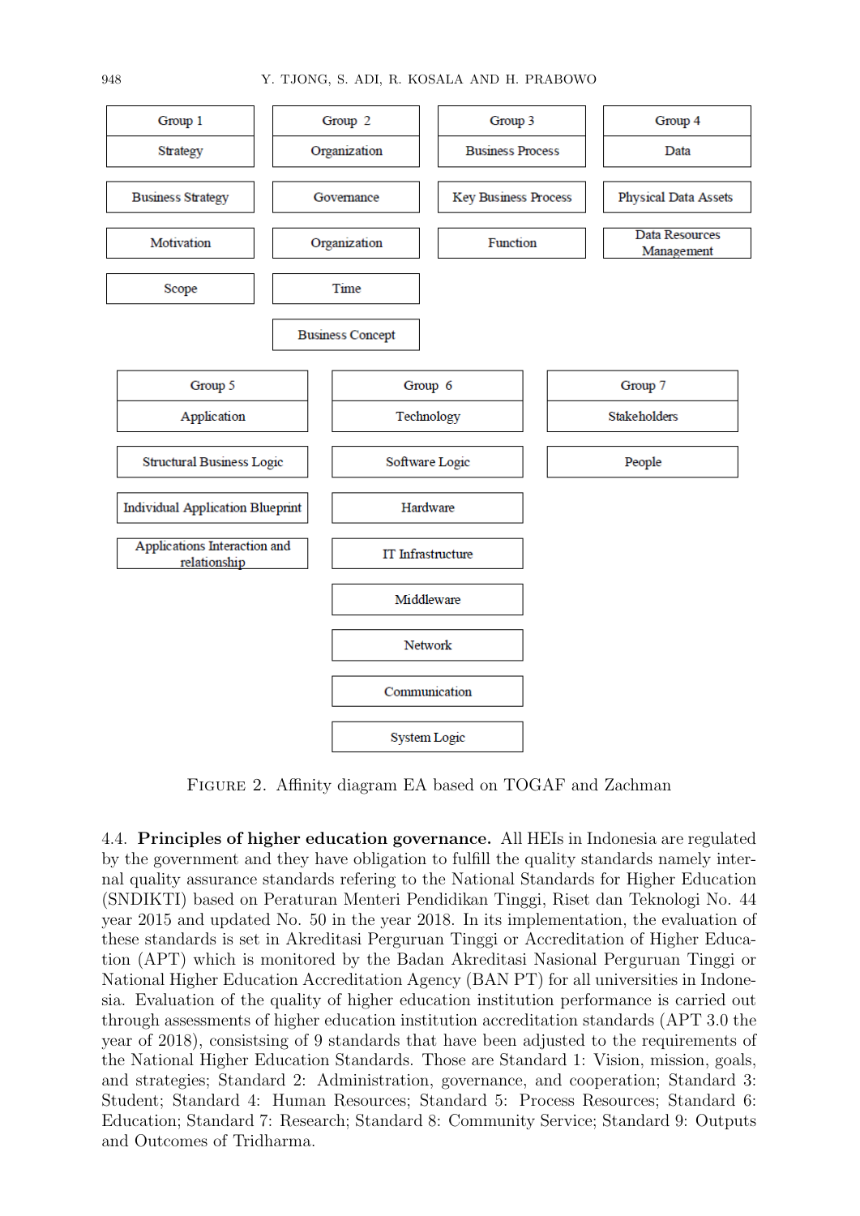| Group 1 | Group 2 | Group 3 | Group 4 |
|---|---|---|---|
| Strategy | Organization | Business Process | Data |
| Business Strategy | Governance | Key Business Process | Physical Data Assets |
| Motivation | Organization | Function | Data Resources Management |
| Scope | Time | | |
| | Business Concept | | |

| Group 5 | Group 6 | Group 7 |
|---|---|---|
| Application | Technology | Stakeholders |
| Structural Business Logic | Software Logic | People |
| Individual Application Blueprint | Hardware | |
| Applications Interaction and relationship | IT Infrastructure | |
| | Middleware | |
| | Network | |
| | Communication | |
| | System Logic | |

FIGURE 2. Affinity diagram EA based on TOGAF and Zachman

4.4. **Principles of higher education governance.** All HEIs in Indonesia are regulated by the government and they have obligation to fulfill the quality standards namely internal quality assurance standards refering to the National Standards for Higher Education (SNDIKTI) based on Peraturan Menteri Pendidikan Tinggi, Riset dan Teknologi No. 44 year 2015 and updated No. 50 in the year 2018. In its implementation, the evaluation of these standards is set in Akreditasi Perguruan Tinggi or Accreditation of Higher Education (APT) which is monitored by the Badan Akreditasi Nasional Perguruan Tinggi or National Higher Education Accreditation Agency (BAN PT) for all universities in Indonesia. Evaluation of the quality of higher education institution performance is carried out through assessments of higher education institution accreditation standards (APT 3.0 the year of 2018), consistsing of 9 standards that have been adjusted to the requirements of the National Higher Education Standards. Those are Standard 1: Vision, mission, goals, and strategies; Standard 2: Administration, governance, and cooperation; Standard 3: Student; Standard 4: Human Resources; Standard 5: Process Resources; Standard 6: Education; Standard 7: Research; Standard 8: Community Service; Standard 9: Outputs and Outcomes of Tridharma.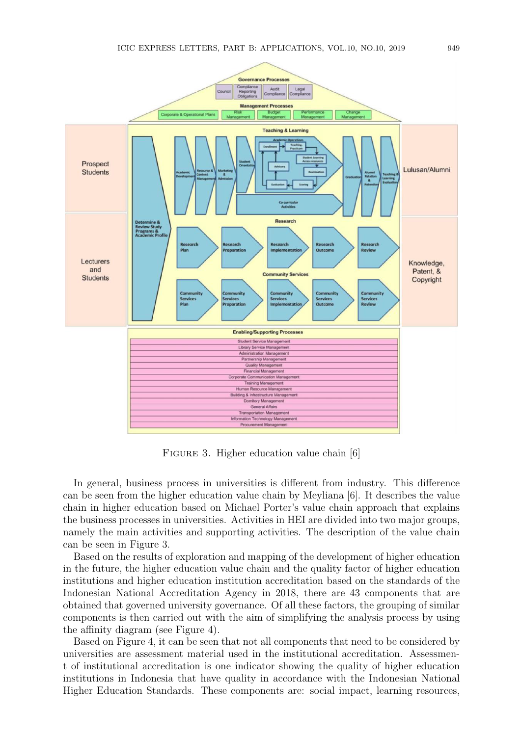FIGURE 3. Higher education value chain [6]

In general, business process in universities is different from industry. This difference can be seen from the higher education value chain by Meyliana [6]. It describes the value chain in higher education based on Michael Porter's value chain approach that explains the business processes in universities. Activities in HEI are divided into two major groups, namely the main activities and supporting activities. The description of the value chain can be seen in Figure 3.

Based on the results of exploration and mapping of the development of higher education in the future, the higher education value chain and the quality factor of higher education institutions and higher education institution accreditation based on the standards of the Indonesian National Accreditation Agency in 2018, there are 43 components that are obtained that governed university governance. Of all these factors, the grouping of similar components is then carried out with the aim of simplifying the analysis process by using the affinity diagram (see Figure 4).

Based on Figure 4, it can be seen that not all components that need to be considered by universities are assessment material used in the institutional accreditation. Assessment of institutional accreditation is one indicator showing the quality of higher education institutions in Indonesia that have quality in accordance with the Indonesian National Higher Education Standards. These components are: social impact, learning resources,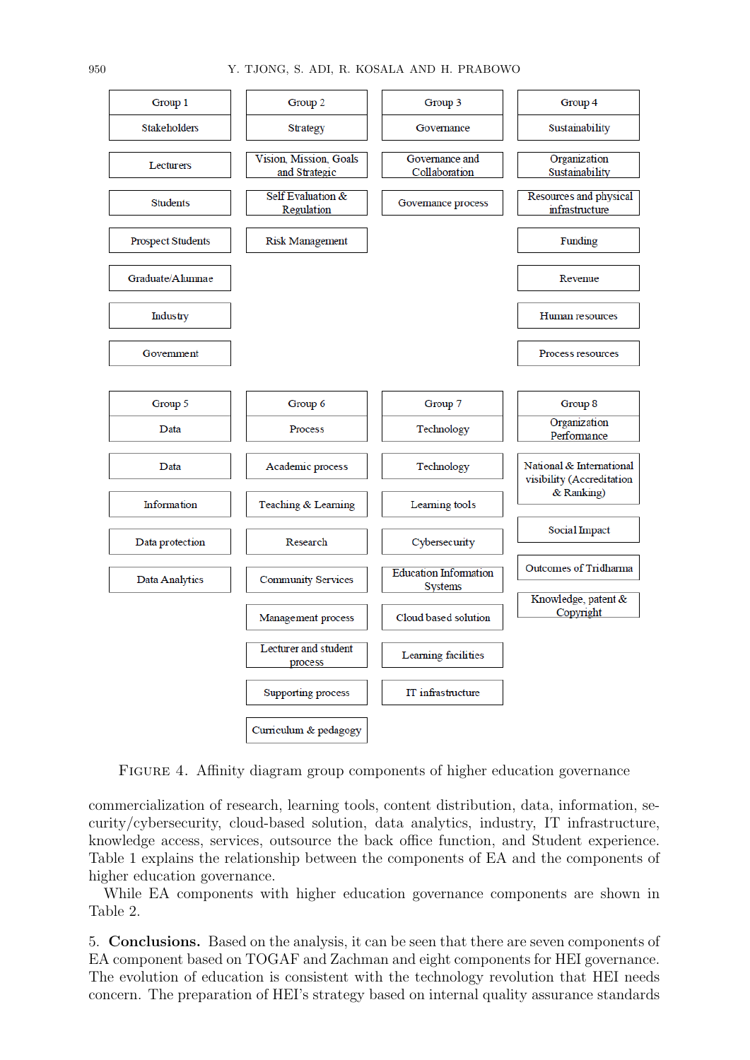| Group 1 | Group 2 | Group 3 | Group 4 |
|---|---|---|---|
| Stakeholders | Strategy | Governance | Sustainability |
| Lecturers | Vision, Mission, Goals and Strategic | Governance and Collaboration | Organization Sustainability |
| Students | Self Evaluation & Regulation | Governance process | Resources and physical infrastructure |
| Prospect Students | Risk Management | | Funding |
| Graduate/Alumnae | | | Revenue |
| Industry | | | Human resources |
| Government | | | Process resources |

| Group 5 | Group 6 | Group 7 | Group 8 |
|---|---|---|---|
| Data | Process | Technology | Organization Performance |
| Data | Academic process | Technology | National & International visibility (Accreditation & Ranking) |
| Information | Teaching & Learning | Learning tools | Social Impact |
| Data protection | Research | Cybersecurity | Outcomes of Tridharma |
| Data Analytics | Community Services | Education Information Systems | Knowledge, patent & Copyright |
| | Management process | Cloud based solution | |
| | Lecturer and student process | Learning facilities | |
| | Supporting process | IT infrastructure | |
| | Curriculum & pedagogy | | |

FIGURE 4. Affinity diagram group components of higher education governance

commercialization of research, learning tools, content distribution, data, information, security/cybersecurity, cloud-based solution, data analytics, industry, IT infrastructure, knowledge access, services, outsource the back office function, and Student experience. Table 1 explains the relationship between the components of EA and the components of higher education governance.

While EA components with higher education governance components are shown in Table 2.

5. **Conclusions.** Based on the analysis, it can be seen that there are seven components of EA component based on TOGAF and Zachman and eight components for HEI governance. The evolution of education is consistent with the technology revolution that HEI needs concern. The preparation of HEI's strategy based on internal quality assurance standards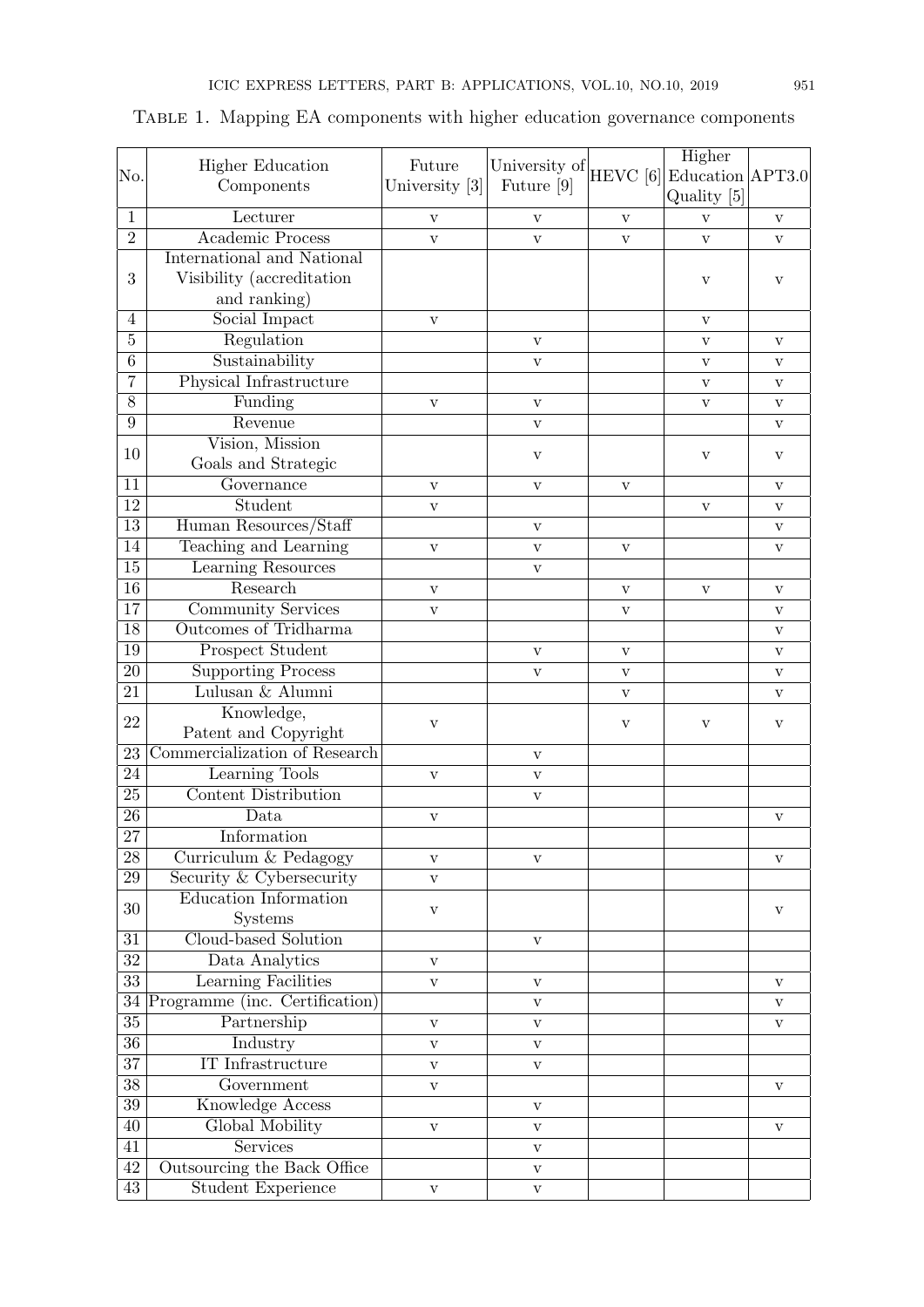Table 1. Mapping EA components with higher education governance components

| No. | Higher Education Components | Future University [3] | University of Future [9] | HEVC [6] | Higher Education Quality [5] | APT3.0 |
|---|---|---|---|---|---|---|
| 1 | Lecturer | v | v | v | v | v |
| 2 | Academic Process | v | v | v | v | v |
| 3 | International and National Visibility (accreditation and ranking) | | | | v | v |
| 4 | Social Impact | v | | | v | |
| 5 | Regulation | | v | | v | v |
| 6 | Sustainability | | v | | v | v |
| 7 | Physical Infrastructure | | | | v | v |
| 8 | Funding | v | v | | v | v |
| 9 | Revenue | | v | | | v |
| 10 | Vision, Mission Goals and Strategic | | v | | v | v |
| 11 | Governance | v | v | v | | v |
| 12 | Student | v | | | v | v |
| 13 | Human Resources/Staff | | v | | | v |
| 14 | Teaching and Learning | v | v | v | | v |
| 15 | Learning Resources | | v | | | |
| 16 | Research | v | | v | v | v |
| 17 | Community Services | v | | v | | v |
| 18 | Outcomes of Tridharma | | | | | v |
| 19 | Prospect Student | | v | v | | v |
| 20 | Supporting Process | | v | v | | v |
| 21 | Lulusan & Alumni | | | v | | v |
| 22 | Knowledge, Patent and Copyright | v | | v | v | v |
| 23 | Commercialization of Research | | v | | | |
| 24 | Learning Tools | v | v | | | |
| 25 | Content Distribution | | v | | | |
| 26 | Data | v | | | | v |
| 27 | Information | | | | | |
| 28 | Curriculum & Pedagogy | v | v | | | v |
| 29 | Security & Cybersecurity | v | | | | |
| 30 | Education Information Systems | v | | | | v |
| 31 | Cloud-based Solution | | v | | | |
| 32 | Data Analytics | v | | | | |
| 33 | Learning Facilities | v | v | | | v |
| 34 | Programme (inc. Certification) | | v | | | v |
| 35 | Partnership | v | v | | | v |
| 36 | Industry | v | v | | | |
| 37 | IT Infrastructure | v | v | | | |
| 38 | Government | v | | | | v |
| 39 | Knowledge Access | | v | | | |
| 40 | Global Mobility | v | v | | | v |
| 41 | Services | | v | | | |
| 42 | Outsourcing the Back Office | | v | | | |
| 43 | Student Experience | v | v | | | |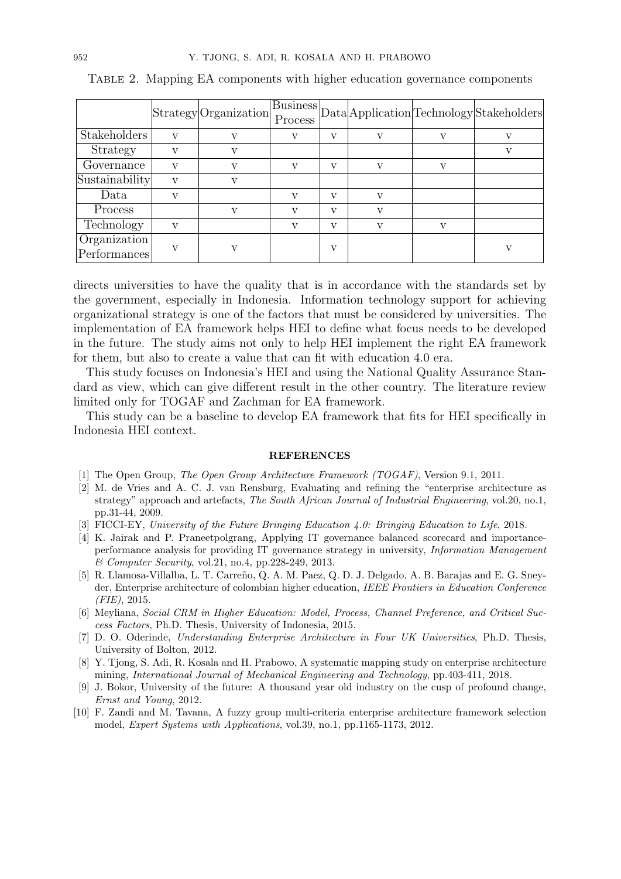Table 2. Mapping EA components with higher education governance components

| | Strategy | Organization | Business Process | Data | Application | Technology | Stakeholders |
|---|---|---|---|---|---|---|---|
| Stakeholders | v | v | v | v | v | v | v |
| Strategy | v | v | | | | | v |
| Governance | v | v | v | v | v | v | |
| Sustainability | v | v | | | | | |
| Data | v | | v | v | v | | |
| Process | | v | v | v | v | | |
| Technology | v | | v | v | v | v | |
| Organization Performances | v | v | | v | | | v |

directs universities to have the quality that is in accordance with the standards set by the government, especially in Indonesia. Information technology support for achieving organizational strategy is one of the factors that must be considered by universities. The implementation of EA framework helps HEI to define what focus needs to be developed in the future. The study aims not only to help HEI implement the right EA framework for them, but also to create a value that can fit with education 4.0 era.

This study focuses on Indonesia's HEI and using the National Quality Assurance Standard as view, which can give different result in the other country. The literature review limited only for TOGAF and Zachman for EA framework.

This study can be a baseline to develop EA framework that fits for HEI specifically in Indonesia HEI context.

## REFERENCES

[1] The Open Group, *The Open Group Architecture Framework (TOGAF)*, Version 9.1, 2011.

[2] M. de Vries and A. C. J. van Rensburg, Evaluating and refining the "enterprise architecture as strategy" approach and artefacts, *The South African Journal of Industrial Engineering*, vol.20, no.1, pp.31-44, 2009.

[3] FICCI-EY, *University of the Future Bringing Education 4.0: Bringing Education to Life*, 2018.

[4] K. Jairak and P. Praneetpolgrang, Applying IT governance balanced scorecard and importance-performance analysis for providing IT governance strategy in university, *Information Management & Computer Security*, vol.21, no.4, pp.228-249, 2013.

[5] R. Llamosa-Villalba, L. T. Carreño, Q. A. M. Paez, Q. D. J. Delgado, A. B. Barajas and E. G. Sneyder, Enterprise architecture of colombian higher education, *IEEE Frontiers in Education Conference (FIE)*, 2015.

[6] Meyliana, *Social CRM in Higher Education: Model, Process, Channel Preference, and Critical Success Factors*, Ph.D. Thesis, University of Indonesia, 2015.

[7] D. O. Oderinde, *Understanding Enterprise Architecture in Four UK Universities*, Ph.D. Thesis, University of Bolton, 2012.

[8] Y. Tjong, S. Adi, R. Kosala and H. Prabowo, A systematic mapping study on enterprise architecture mining, *International Journal of Mechanical Engineering and Technology*, pp.403-411, 2018.

[9] J. Bokor, University of the future: A thousand year old industry on the cusp of profound change, *Ernst and Young*, 2012.

[10] F. Zandi and M. Tavana, A fuzzy group multi-criteria enterprise architecture framework selection model, *Expert Systems with Applications*, vol.39, no.1, pp.1165-1173, 2012.